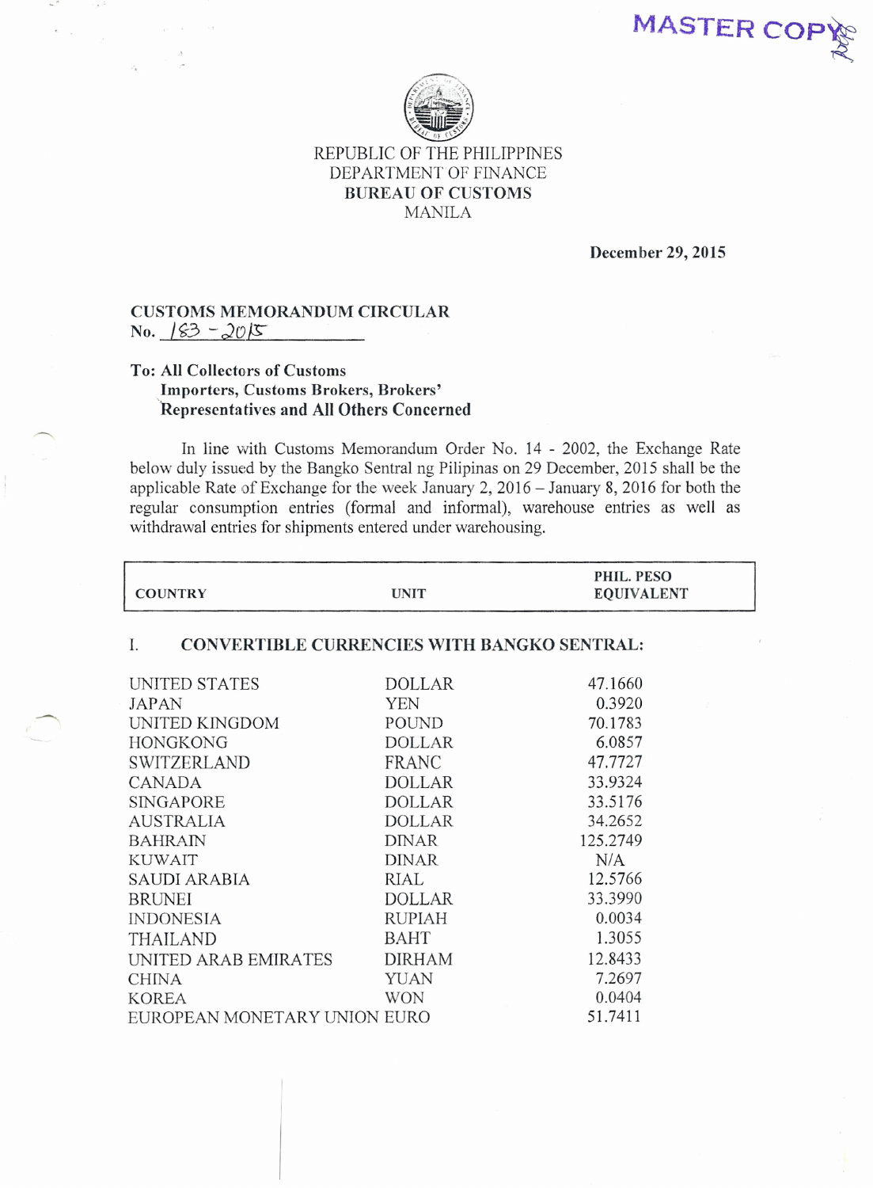MASTER COPY

REPUBLIC OF THE PHILIPPINES
DEPARTMENT OF FINANCE
**BUREAU OF CUSTOMS**
MANILA

**December 29, 2015**

**CUSTOMS MEMORANDUM CIRCULAR**
**No.** 183 - 2015

**To: All Collectors of Customs**
**Importers, Customs Brokers, Brokers' Representatives and All Others Concerned**

In line with Customs Memorandum Order No. 14 - 2002, the Exchange Rate below duly issued by the Bangko Sentral ng Pilipinas on 29 December, 2015 shall be the applicable Rate of Exchange for the week January 2, 2016 – January 8, 2016 for both the regular consumption entries (formal and informal), warehouse entries as well as withdrawal entries for shipments entered under warehousing.

| COUNTRY | UNIT | PHIL. PESO EQUIVALENT |
|---|---|---|
| **I. CONVERTIBLE CURRENCIES WITH BANGKO SENTRAL:** | | |
| UNITED STATES | DOLLAR | 47.1660 |
| JAPAN | YEN | 0.3920 |
| UNITED KINGDOM | POUND | 70.1783 |
| HONGKONG | DOLLAR | 6.0857 |
| SWITZERLAND | FRANC | 47.7727 |
| CANADA | DOLLAR | 33.9324 |
| SINGAPORE | DOLLAR | 33.5176 |
| AUSTRALIA | DOLLAR | 34.2652 |
| BAHRAIN | DINAR | 125.2749 |
| KUWAIT | DINAR | N/A |
| SAUDI ARABIA | RIAL | 12.5766 |
| BRUNEI | DOLLAR | 33.3990 |
| INDONESIA | RUPIAH | 0.0034 |
| THAILAND | BAHT | 1.3055 |
| UNITED ARAB EMIRATES | DIRHAM | 12.8433 |
| CHINA | YUAN | 7.2697 |
| KOREA | WON | 0.0404 |
| EUROPEAN MONETARY UNION | EURO | 51.7411 |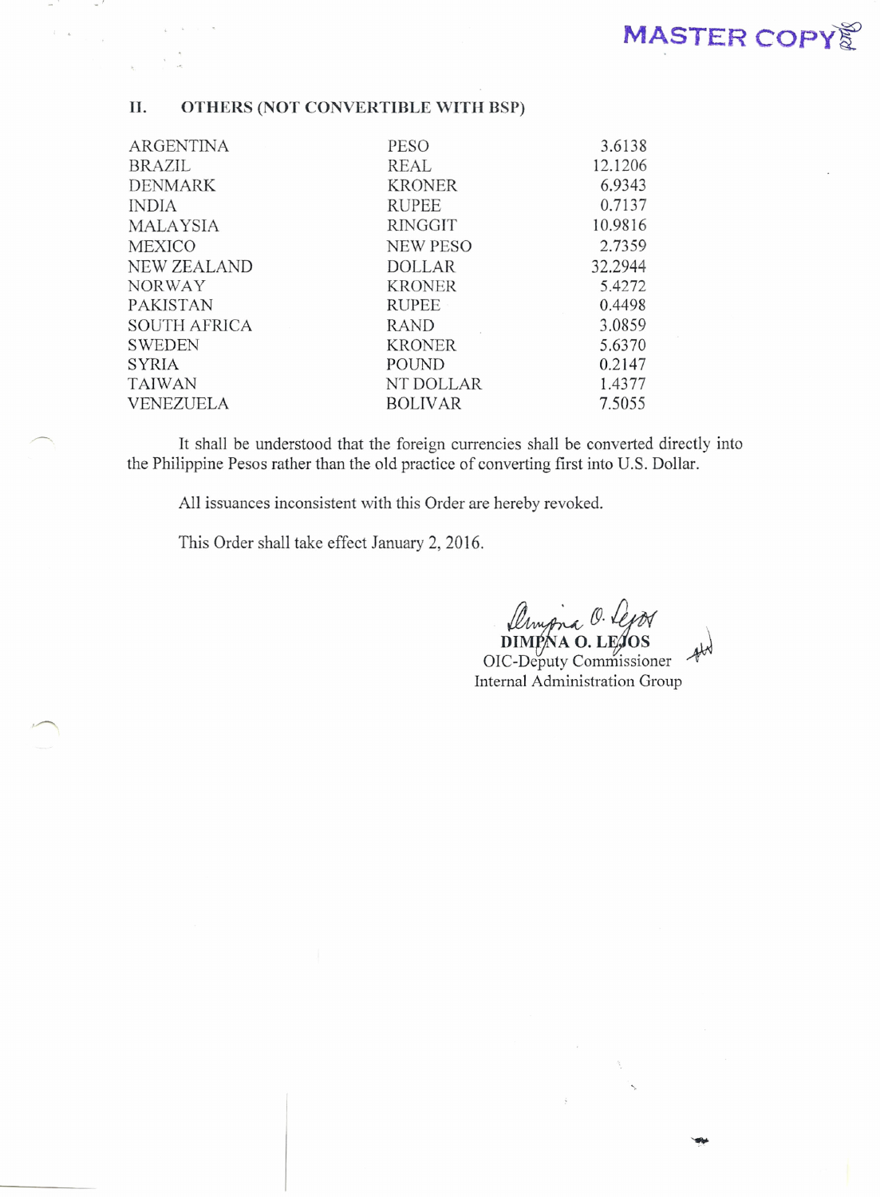MASTER COPY

## II. OTHERS (NOT CONVERTIBLE WITH BSP)

| | | |
|---|---|---|
| ARGENTINA | PESO | 3.6138 |
| BRAZIL | REAL | 12.1206 |
| DENMARK | KRONER | 6.9343 |
| INDIA | RUPEE | 0.7137 |
| MALAYSIA | RINGGIT | 10.9816 |
| MEXICO | NEW PESO | 2.7359 |
| NEW ZEALAND | DOLLAR | 32.2944 |
| NORWAY | KRONER | 5.4272 |
| PAKISTAN | RUPEE | 0.4498 |
| SOUTH AFRICA | RAND | 3.0859 |
| SWEDEN | KRONER | 5.6370 |
| SYRIA | POUND | 0.2147 |
| TAIWAN | NT DOLLAR | 1.4377 |
| VENEZUELA | BOLIVAR | 7.5055 |

It shall be understood that the foreign currencies shall be converted directly into the Philippine Pesos rather than the old practice of converting first into U.S. Dollar.

All issuances inconsistent with this Order are hereby revoked.

This Order shall take effect January 2, 2016.

**DIMPNA O. LEJOS**
OIC-Deputy Commissioner
Internal Administration Group